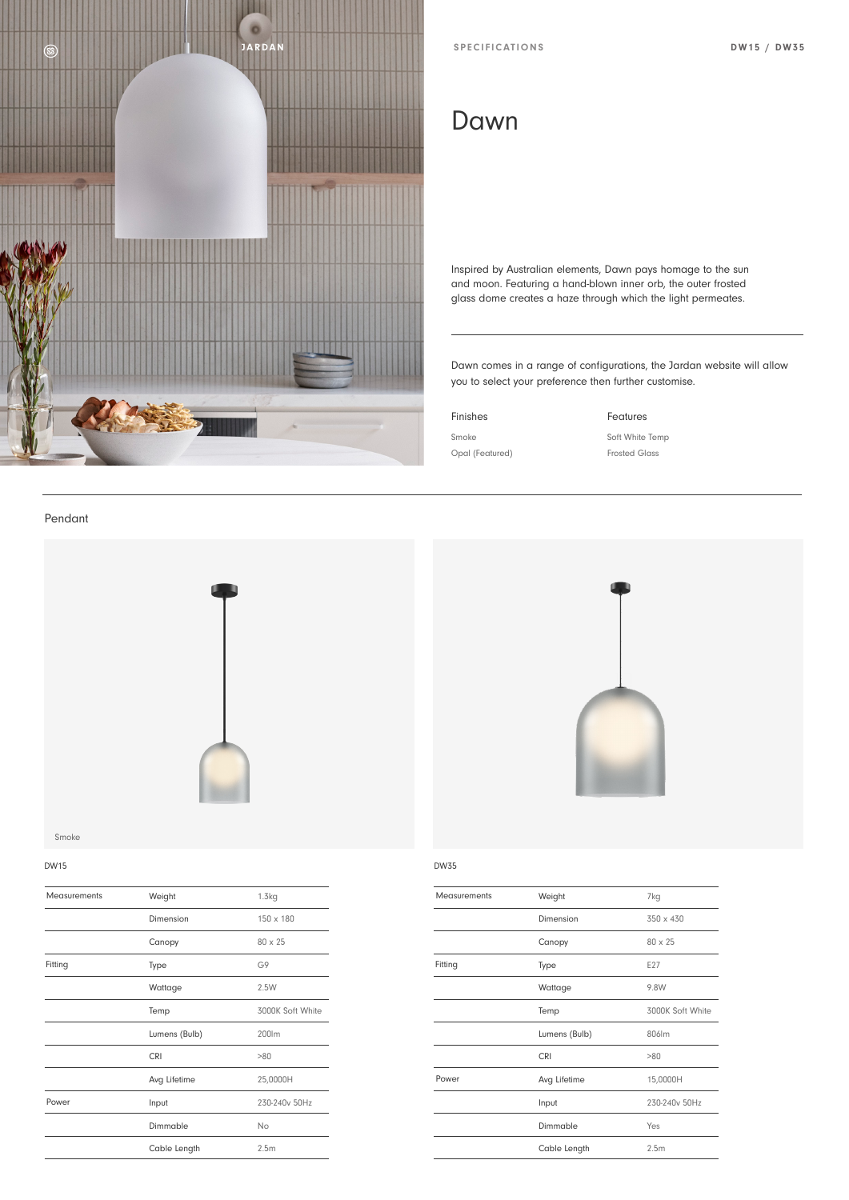JARDAN

SPECIFICATIONS

DW15 / DW35

# Dawn

Inspired by Australian elements, Dawn pays homage to the sun and moon. Featuring a hand-blown inner orb, the outer frosted glass dome creates a haze through which the light permeates.

Dawn comes in a range of configurations, the Jardan website will allow you to select your preference then further customise.

| Finishes | Features |
| --- | --- |
| Smoke | Soft White Temp |
| Opal (Featured) | Frosted Glass |

## Pendant

Smoke

### DW15

| Measurements | Weight | 1.3kg |
| --- | --- | --- |
| | Dimension | 150 x 180 |
| | Canopy | 80 x 25 |
| Fitting | Type | G9 |
| | Wattage | 2.5W |
| | Temp | 3000K Soft White |
| | Lumens (Bulb) | 200lm |
| | CRI | >80 |
| | Avg Lifetime | 25,0000H |
| Power | Input | 230-240v 50Hz |
| | Dimmable | No |
| | Cable Length | 2.5m |

### DW35

| Measurements | Weight | 7kg |
| --- | --- | --- |
| | Dimension | 350 x 430 |
| | Canopy | 80 x 25 |
| Fitting | Type | E27 |
| | Wattage | 9.8W |
| | Temp | 3000K Soft White |
| | Lumens (Bulb) | 806lm |
| | CRI | >80 |
| Power | Avg Lifetime | 15,0000H |
| | Input | 230-240v 50Hz |
| | Dimmable | Yes |
| | Cable Length | 2.5m |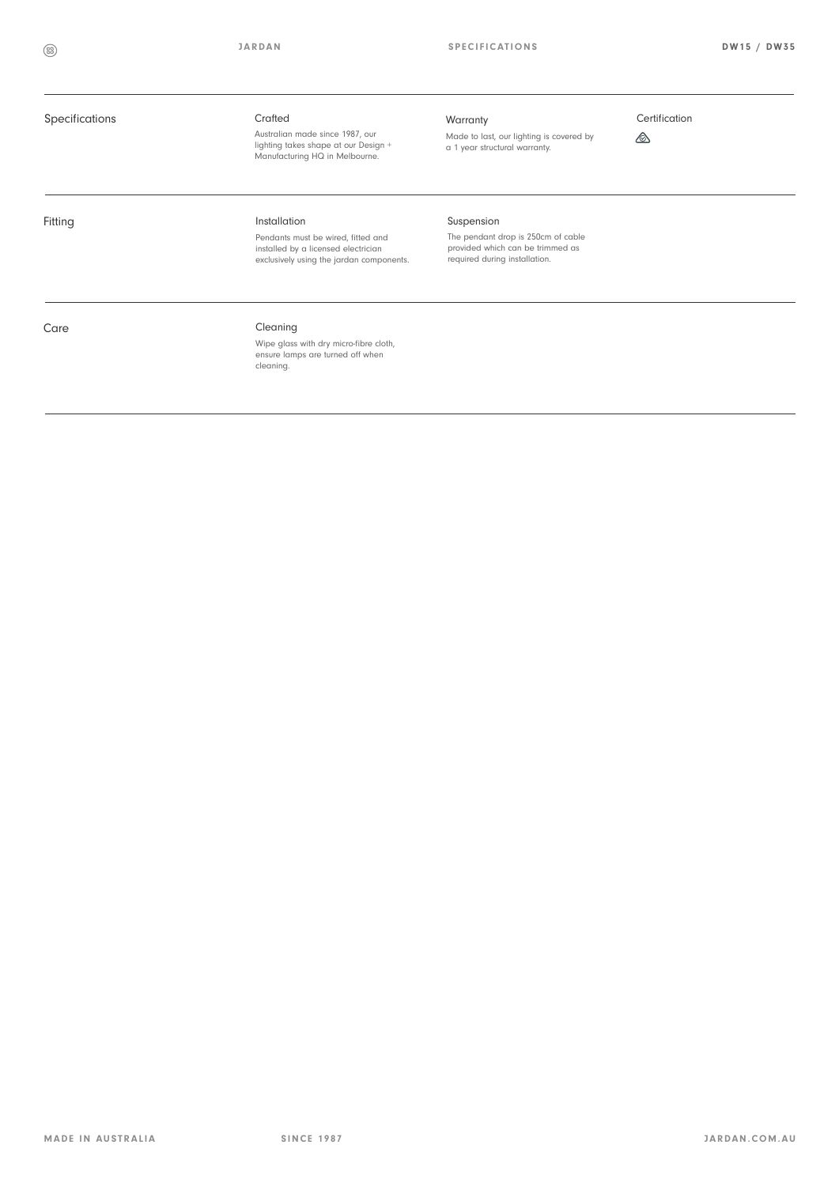## Specifications

### Crafted

Australian made since 1987, our lighting takes shape at our Design + Manufacturing HQ in Melbourne.

### Warranty

Made to last, our lighting is covered by a 1 year structural warranty.

### Certification

## Fitting

### Installation

Pendants must be wired, fitted and installed by a licensed electrician exclusively using the jardan components.

### Suspension

The pendant drop is 250cm of cable provided which can be trimmed as required during installation.

## Care

### Cleaning

Wipe glass with dry micro-fibre cloth, ensure lamps are turned off when cleaning.